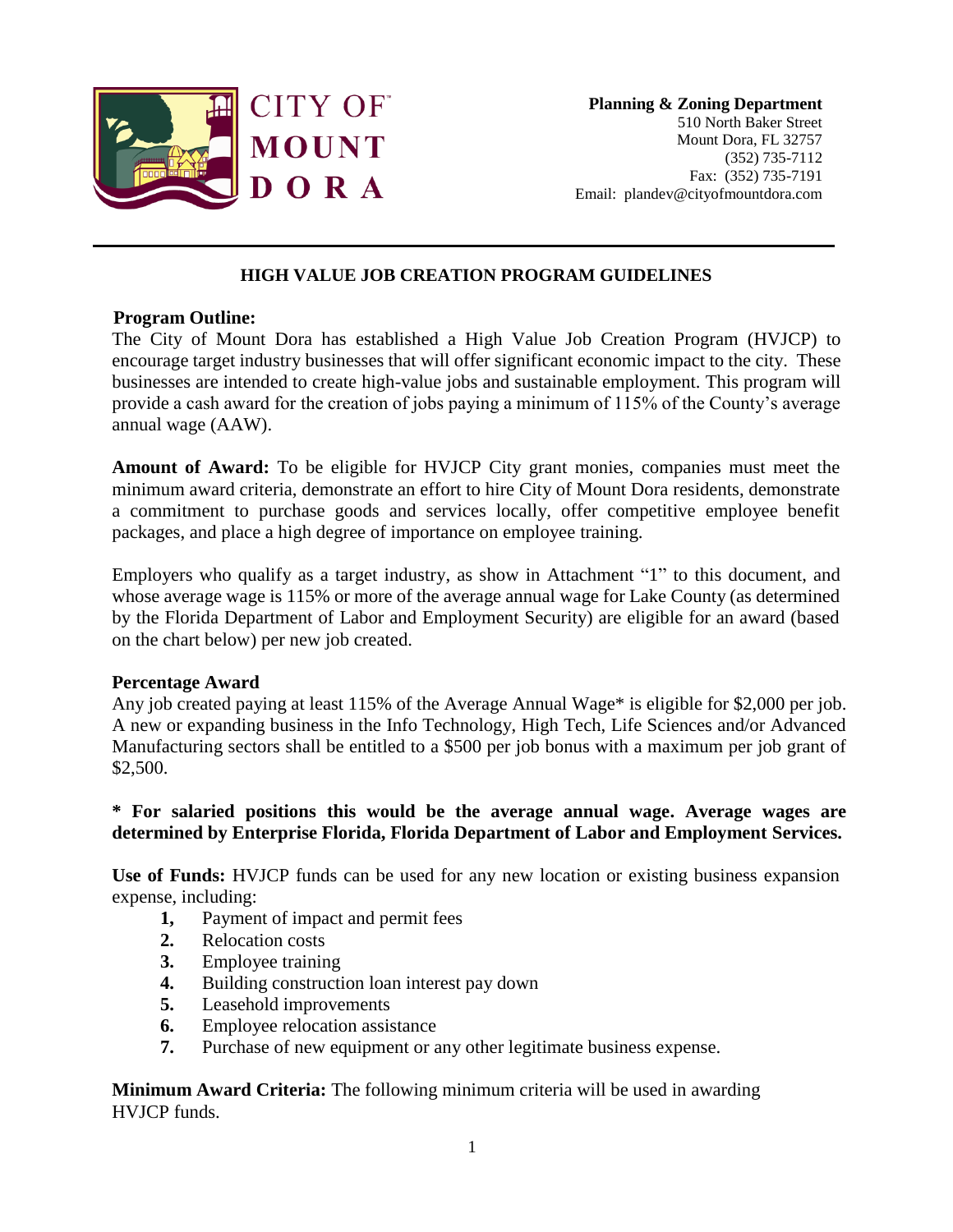**CITY OF MOUNT DORA**

**Planning & Zoning Department**
510 North Baker Street
Mount Dora, FL 32757
(352) 735-7112
Fax: (352) 735-7191
Email: plandev@cityofmountdora.com

---

## HIGH VALUE JOB CREATION PROGRAM GUIDELINES

**Program Outline:**
The City of Mount Dora has established a High Value Job Creation Program (HVJCP) to encourage target industry businesses that will offer significant economic impact to the city. These businesses are intended to create high-value jobs and sustainable employment. This program will provide a cash award for the creation of jobs paying a minimum of 115% of the County's average annual wage (AAW).

**Amount of Award:** To be eligible for HVJCP City grant monies, companies must meet the minimum award criteria, demonstrate an effort to hire City of Mount Dora residents, demonstrate a commitment to purchase goods and services locally, offer competitive employee benefit packages, and place a high degree of importance on employee training.

Employers who qualify as a target industry, as show in Attachment "1" to this document, and whose average wage is 115% or more of the average annual wage for Lake County (as determined by the Florida Department of Labor and Employment Security) are eligible for an award (based on the chart below) per new job created.

**Percentage Award**
Any job created paying at least 115% of the Average Annual Wage* is eligible for $2,000 per job. A new or expanding business in the Info Technology, High Tech, Life Sciences and/or Advanced Manufacturing sectors shall be entitled to a $500 per job bonus with a maximum per job grant of $2,500.

**\* For salaried positions this would be the average annual wage. Average wages are determined by Enterprise Florida, Florida Department of Labor and Employment Services.**

**Use of Funds:** HVJCP funds can be used for any new location or existing business expansion expense, including:

1. Payment of impact and permit fees
2. Relocation costs
3. Employee training
4. Building construction loan interest pay down
5. Leasehold improvements
6. Employee relocation assistance
7. Purchase of new equipment or any other legitimate business expense.

**Minimum Award Criteria:** The following minimum criteria will be used in awarding HVJCP funds.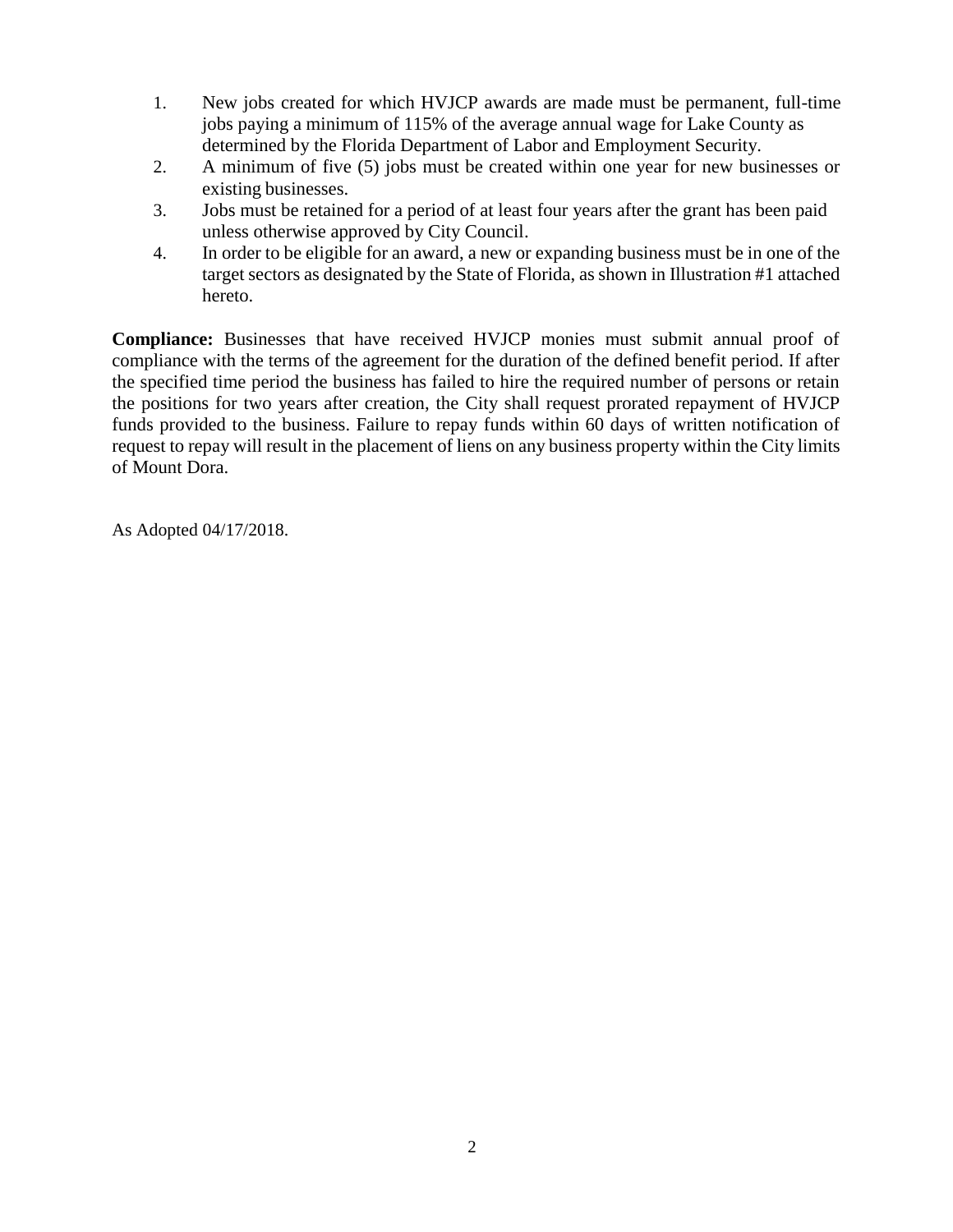1. New jobs created for which HVJCP awards are made must be permanent, full-time jobs paying a minimum of 115% of the average annual wage for Lake County as determined by the Florida Department of Labor and Employment Security.
2. A minimum of five (5) jobs must be created within one year for new businesses or existing businesses.
3. Jobs must be retained for a period of at least four years after the grant has been paid unless otherwise approved by City Council.
4. In order to be eligible for an award, a new or expanding business must be in one of the target sectors as designated by the State of Florida, as shown in Illustration #1 attached hereto.

**Compliance:** Businesses that have received HVJCP monies must submit annual proof of compliance with the terms of the agreement for the duration of the defined benefit period. If after the specified time period the business has failed to hire the required number of persons or retain the positions for two years after creation, the City shall request prorated repayment of HVJCP funds provided to the business. Failure to repay funds within 60 days of written notification of request to repay will result in the placement of liens on any business property within the City limits of Mount Dora.

As Adopted 04/17/2018.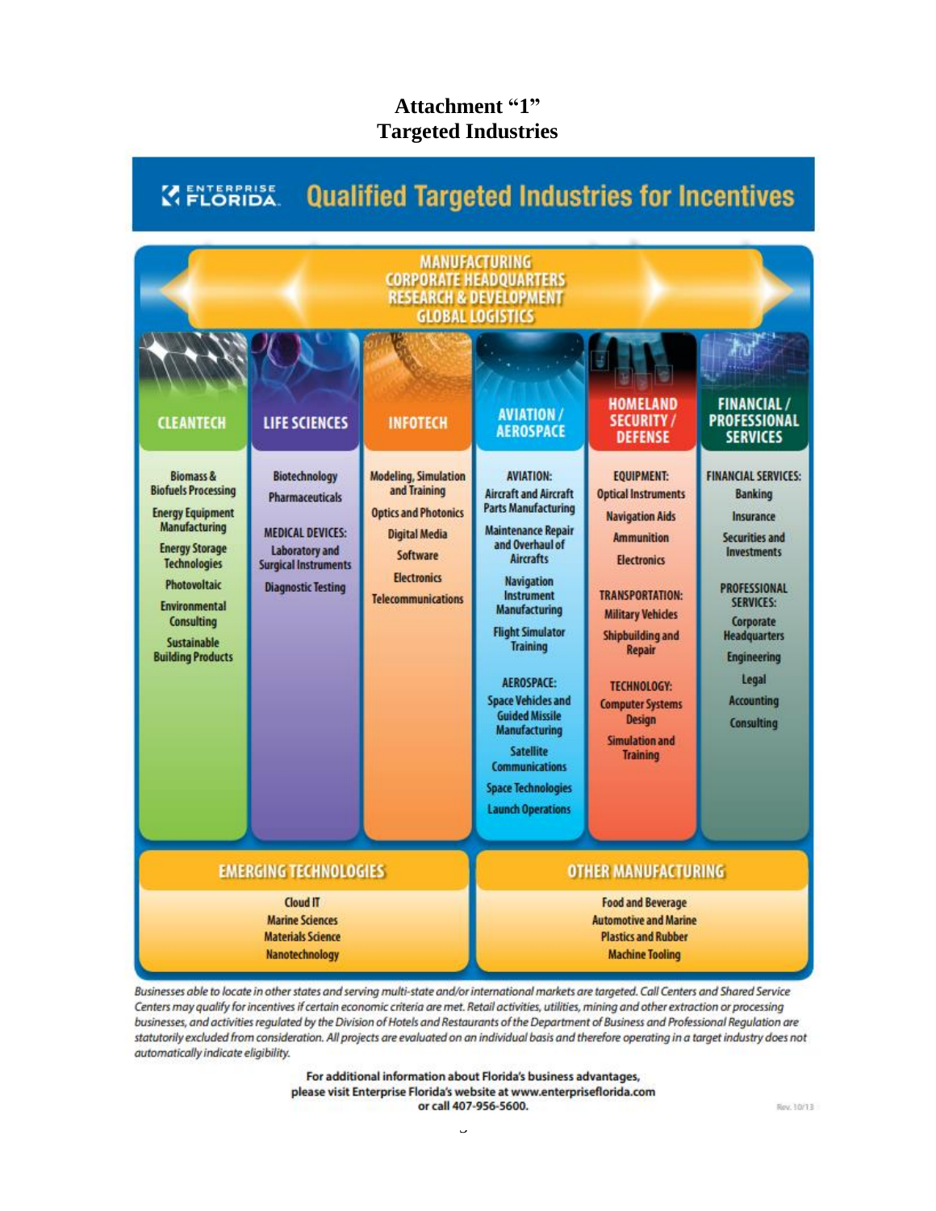# Attachment "1"
# Targeted Industries

## ENTERPRISE FLORIDA — Qualified Targeted Industries for Incentives

**MANUFACTURING**
**CORPORATE HEADQUARTERS**
**RESEARCH & DEVELOPMENT**
**GLOBAL LOGISTICS**

### CLEANTECH

- Biomass & Biofuels Processing
- Energy Equipment Manufacturing
- Energy Storage Technologies
- Photovoltaic
- Environmental Consulting
- Sustainable Building Products

### LIFE SCIENCES

- Biotechnology
- Pharmaceuticals

MEDICAL DEVICES:
- Laboratory and Surgical Instruments
- Diagnostic Testing

### INFOTECH

- Modeling, Simulation and Training
- Optics and Photonics
- Digital Media
- Software
- Electronics
- Telecommunications

### AVIATION / AEROSPACE

AVIATION:
- Aircraft and Aircraft Parts Manufacturing
- Maintenance Repair and Overhaul of Aircrafts
- Navigation Instrument Manufacturing
- Flight Simulator Training

AEROSPACE:
- Space Vehicles and Guided Missile Manufacturing
- Satellite Communications
- Space Technologies
- Launch Operations

### HOMELAND SECURITY / DEFENSE

EQUIPMENT:
- Optical Instruments
- Navigation Aids
- Ammunition
- Electronics

TRANSPORTATION:
- Military Vehicles
- Shipbuilding and Repair

TECHNOLOGY:
- Computer Systems Design
- Simulation and Training

### FINANCIAL / PROFESSIONAL SERVICES

FINANCIAL SERVICES:
- Banking
- Insurance
- Securities and Investments

PROFESSIONAL SERVICES:
- Corporate Headquarters
- Engineering
- Legal
- Accounting
- Consulting

### EMERGING TECHNOLOGIES

- Cloud IT
- Marine Sciences
- Materials Science
- Nanotechnology

### OTHER MANUFACTURING

- Food and Beverage
- Automotive and Marine
- Plastics and Rubber
- Machine Tooling

*Businesses able to locate in other states and serving multi-state and/or international markets are targeted. Call Centers and Shared Service Centers may qualify for incentives if certain economic criteria are met. Retail activities, utilities, mining and other extraction or processing businesses, and activities regulated by the Division of Hotels and Restaurants of the Department of Business and Professional Regulation are statutorily excluded from consideration. All projects are evaluated on an individual basis and therefore operating in a target industry does not automatically indicate eligibility.*

**For additional information about Florida's business advantages, please visit Enterprise Florida's website at www.enterpriseflorida.com or call 407-956-5600.**

Rev. 10/13